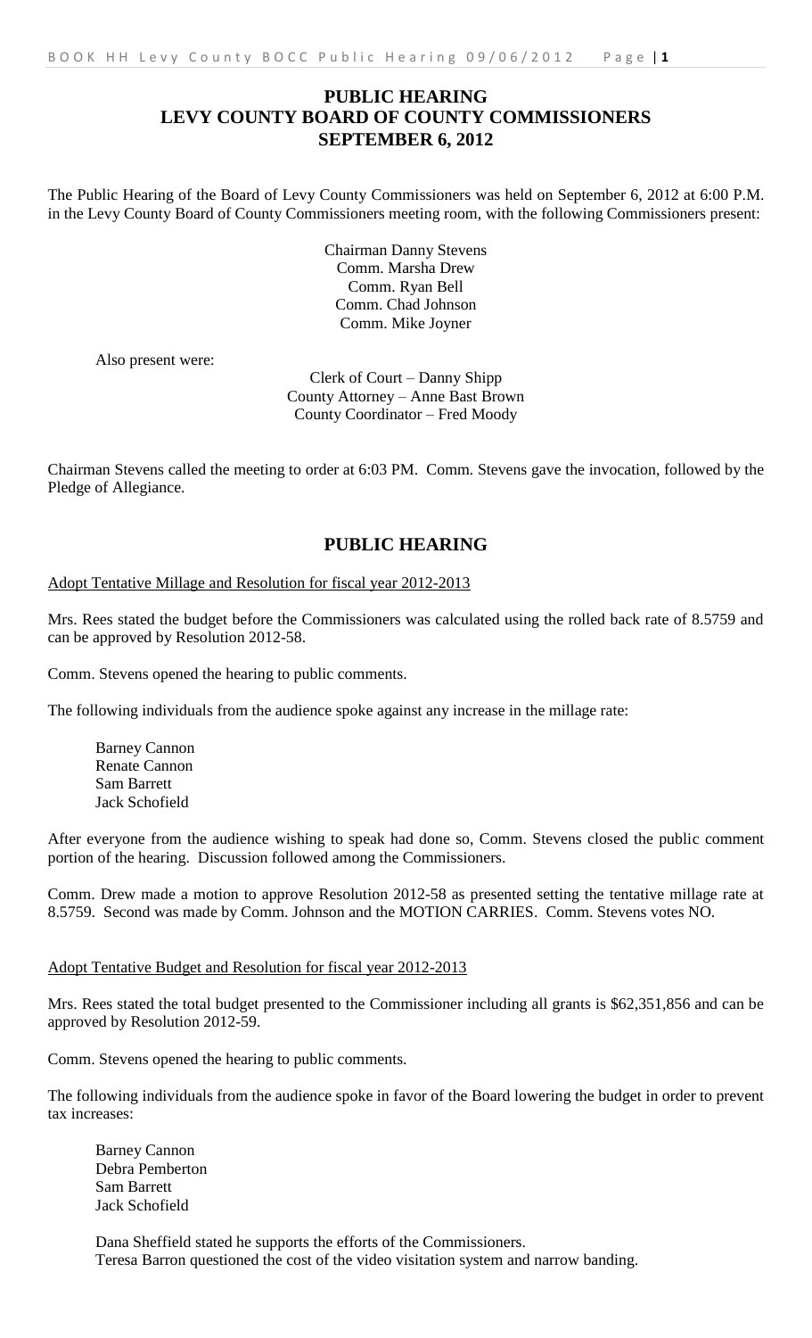# PUBLIC HEARING
# LEVY COUNTY BOARD OF COUNTY COMMISSIONERS
# SEPTEMBER 6, 2012

The Public Hearing of the Board of Levy County Commissioners was held on September 6, 2012 at 6:00 P.M. in the Levy County Board of County Commissioners meeting room, with the following Commissioners present:

Chairman Danny Stevens
Comm. Marsha Drew
Comm. Ryan Bell
Comm. Chad Johnson
Comm. Mike Joyner

Also present were:

Clerk of Court – Danny Shipp
County Attorney – Anne Bast Brown
County Coordinator – Fred Moody

Chairman Stevens called the meeting to order at 6:03 PM. Comm. Stevens gave the invocation, followed by the Pledge of Allegiance.

## PUBLIC HEARING

Adopt Tentative Millage and Resolution for fiscal year 2012-2013

Mrs. Rees stated the budget before the Commissioners was calculated using the rolled back rate of 8.5759 and can be approved by Resolution 2012-58.

Comm. Stevens opened the hearing to public comments.

The following individuals from the audience spoke against any increase in the millage rate:

Barney Cannon
Renate Cannon
Sam Barrett
Jack Schofield

After everyone from the audience wishing to speak had done so, Comm. Stevens closed the public comment portion of the hearing. Discussion followed among the Commissioners.

Comm. Drew made a motion to approve Resolution 2012-58 as presented setting the tentative millage rate at 8.5759. Second was made by Comm. Johnson and the MOTION CARRIES. Comm. Stevens votes NO.

Adopt Tentative Budget and Resolution for fiscal year 2012-2013

Mrs. Rees stated the total budget presented to the Commissioner including all grants is $62,351,856 and can be approved by Resolution 2012-59.

Comm. Stevens opened the hearing to public comments.

The following individuals from the audience spoke in favor of the Board lowering the budget in order to prevent tax increases:

Barney Cannon
Debra Pemberton
Sam Barrett
Jack Schofield

Dana Sheffield stated he supports the efforts of the Commissioners.
Teresa Barron questioned the cost of the video visitation system and narrow banding.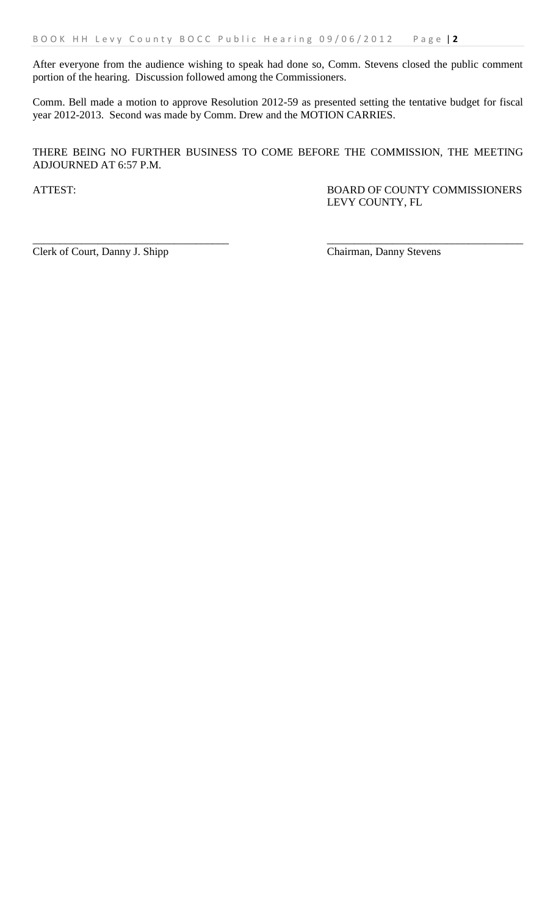After everyone from the audience wishing to speak had done so, Comm. Stevens closed the public comment portion of the hearing. Discussion followed among the Commissioners.

Comm. Bell made a motion to approve Resolution 2012-59 as presented setting the tentative budget for fiscal year 2012-2013. Second was made by Comm. Drew and the MOTION CARRIES.

THERE BEING NO FURTHER BUSINESS TO COME BEFORE THE COMMISSION, THE MEETING ADJOURNED AT 6:57 P.M.

ATTEST:

BOARD OF COUNTY COMMISSIONERS
LEVY COUNTY, FL

\_\_\_\_\_\_\_\_\_\_\_\_\_\_\_\_\_\_\_\_\_\_\_\_\_\_\_\_\_\_\_\_\_\_\_\_

Clerk of Court, Danny J. Shipp

\_\_\_\_\_\_\_\_\_\_\_\_\_\_\_\_\_\_\_\_\_\_\_\_\_\_\_\_\_\_\_\_\_\_\_\_

Chairman, Danny Stevens